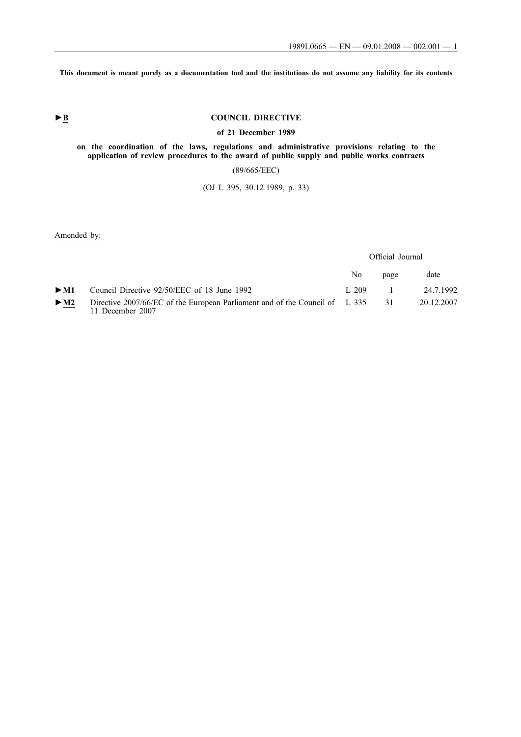This document is meant purely as a documentation tool and the institutions do not assume any liability for its contents

►B

# COUNCIL DIRECTIVE

## of 21 December 1989

## on the coordination of the laws, regulations and administrative provisions relating to the application of review procedures to the award of public supply and public works contracts

(89/665/EEC)

(OJ L 395, 30.12.1989, p. 33)

Amended by:

| | | Official Journal | | |
|---|---|---|---|---|
| | | No | page | date |
| ►M1 | Council Directive 92/50/EEC of 18 June 1992 | L 209 | 1 | 24.7.1992 |
| ►M2 | Directive 2007/66/EC of the European Parliament and of the Council of 11 December 2007 | L 335 | 31 | 20.12.2007 |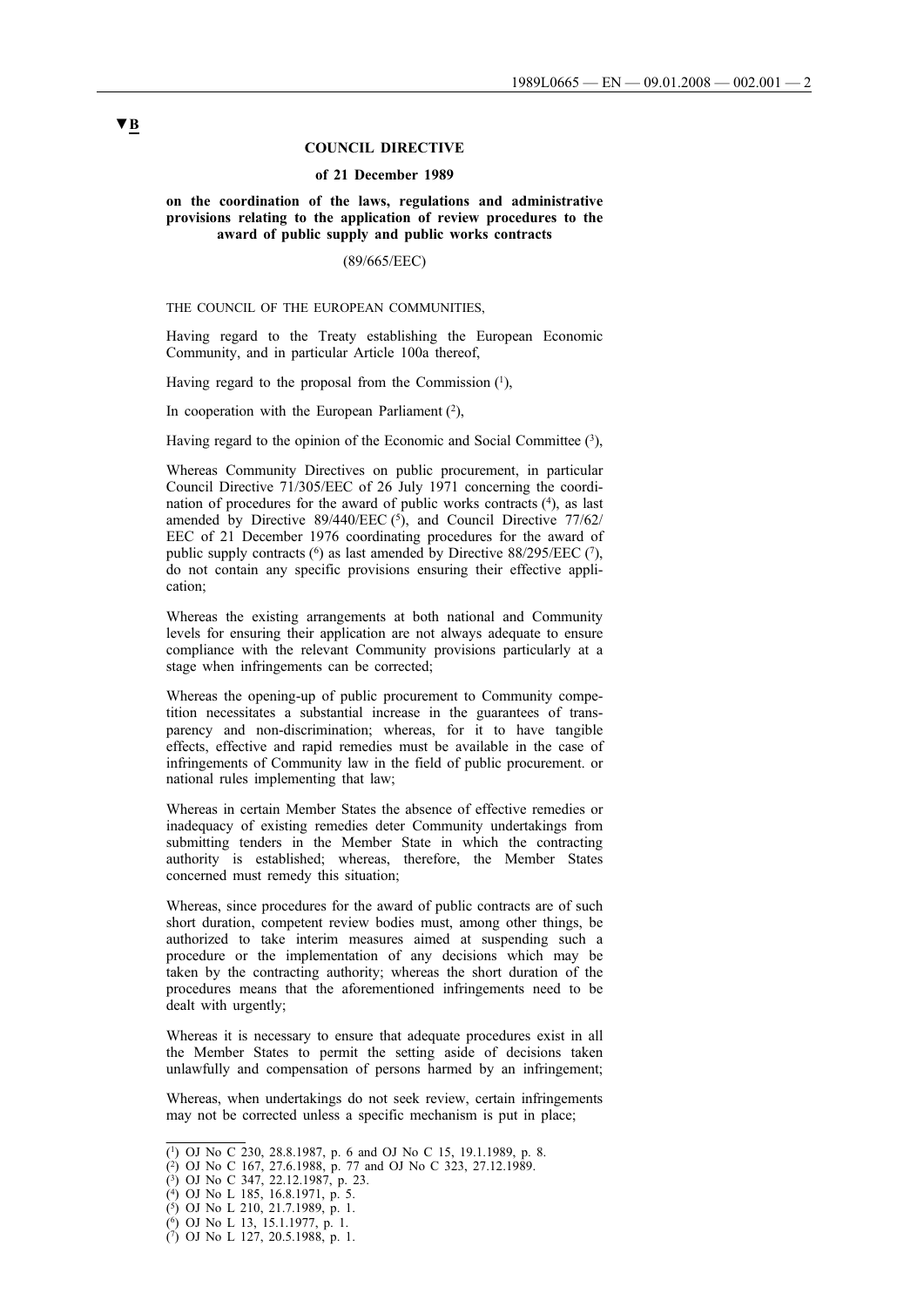▼B

**COUNCIL DIRECTIVE**

**of 21 December 1989**

**on the coordination of the laws, regulations and administrative provisions relating to the application of review procedures to the award of public supply and public works contracts**

(89/665/EEC)

THE COUNCIL OF THE EUROPEAN COMMUNITIES,

Having regard to the Treaty establishing the European Economic Community, and in particular Article 100a thereof,

Having regard to the proposal from the Commission [1],

In cooperation with the European Parliament [2],

Having regard to the opinion of the Economic and Social Committee [3],

Whereas Community Directives on public procurement, in particular Council Directive 71/305/EEC of 26 July 1971 concerning the coordination of procedures for the award of public works contracts [4], as last amended by Directive 89/440/EEC [5], and Council Directive 77/62/EEC of 21 December 1976 coordinating procedures for the award of public supply contracts [6] as last amended by Directive 88/295/EEC [7], do not contain any specific provisions ensuring their effective application;

Whereas the existing arrangements at both national and Community levels for ensuring their application are not always adequate to ensure compliance with the relevant Community provisions particularly at a stage when infringements can be corrected;

Whereas the opening-up of public procurement to Community competition necessitates a substantial increase in the guarantees of transparency and non-discrimination; whereas, for it to have tangible effects, effective and rapid remedies must be available in the case of infringements of Community law in the field of public procurement. or national rules implementing that law;

Whereas in certain Member States the absence of effective remedies or inadequacy of existing remedies deter Community undertakings from submitting tenders in the Member State in which the contracting authority is established; whereas, therefore, the Member States concerned must remedy this situation;

Whereas, since procedures for the award of public contracts are of such short duration, competent review bodies must, among other things, be authorized to take interim measures aimed at suspending such a procedure or the implementation of any decisions which may be taken by the contracting authority; whereas the short duration of the procedures means that the aforementioned infringements need to be dealt with urgently;

Whereas it is necessary to ensure that adequate procedures exist in all the Member States to permit the setting aside of decisions taken unlawfully and compensation of persons harmed by an infringement;

Whereas, when undertakings do not seek review, certain infringements may not be corrected unless a specific mechanism is put in place;

---

(1) OJ No C 230, 28.8.1987, p. 6 and OJ No C 15, 19.1.1989, p. 8.
(2) OJ No C 167, 27.6.1988, p. 77 and OJ No C 323, 27.12.1989.
(3) OJ No C 347, 22.12.1987, p. 23.
(4) OJ No L 185, 16.8.1971, p. 5.
(5) OJ No L 210, 21.7.1989, p. 1.
(6) OJ No L 13, 15.1.1977, p. 1.
(7) OJ No L 127, 20.5.1988, p. 1.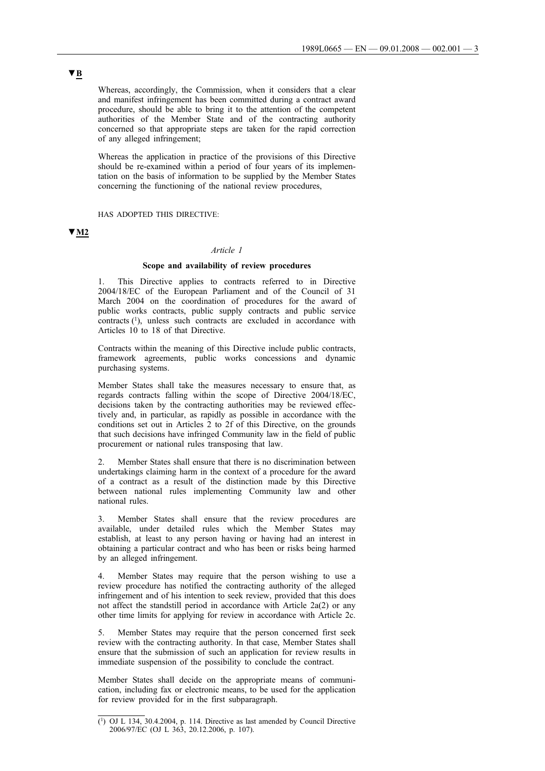▼B

Whereas, accordingly, the Commission, when it considers that a clear and manifest infringement has been committed during a contract award procedure, should be able to bring it to the attention of the competent authorities of the Member State and of the contracting authority concerned so that appropriate steps are taken for the rapid correction of any alleged infringement;

Whereas the application in practice of the provisions of this Directive should be re-examined within a period of four years of its implementation on the basis of information to be supplied by the Member States concerning the functioning of the national review procedures,

HAS ADOPTED THIS DIRECTIVE:

▼M2

*Article 1*

**Scope and availability of review procedures**

1. This Directive applies to contracts referred to in Directive 2004/18/EC of the European Parliament and of the Council of 31 March 2004 on the coordination of procedures for the award of public works contracts, public supply contracts and public service contracts [1], unless such contracts are excluded in accordance with Articles 10 to 18 of that Directive.

Contracts within the meaning of this Directive include public contracts, framework agreements, public works concessions and dynamic purchasing systems.

Member States shall take the measures necessary to ensure that, as regards contracts falling within the scope of Directive 2004/18/EC, decisions taken by the contracting authorities may be reviewed effectively and, in particular, as rapidly as possible in accordance with the conditions set out in Articles 2 to 2f of this Directive, on the grounds that such decisions have infringed Community law in the field of public procurement or national rules transposing that law.

2. Member States shall ensure that there is no discrimination between undertakings claiming harm in the context of a procedure for the award of a contract as a result of the distinction made by this Directive between national rules implementing Community law and other national rules.

3. Member States shall ensure that the review procedures are available, under detailed rules which the Member States may establish, at least to any person having or having had an interest in obtaining a particular contract and who has been or risks being harmed by an alleged infringement.

4. Member States may require that the person wishing to use a review procedure has notified the contracting authority of the alleged infringement and of his intention to seek review, provided that this does not affect the standstill period in accordance with Article 2a(2) or any other time limits for applying for review in accordance with Article 2c.

5. Member States may require that the person concerned first seek review with the contracting authority. In that case, Member States shall ensure that the submission of such an application for review results in immediate suspension of the possibility to conclude the contract.

Member States shall decide on the appropriate means of communication, including fax or electronic means, to be used for the application for review provided for in the first subparagraph.

---

[1] OJ L 134, 30.4.2004, p. 114. Directive as last amended by Council Directive 2006/97/EC (OJ L 363, 20.12.2006, p. 107).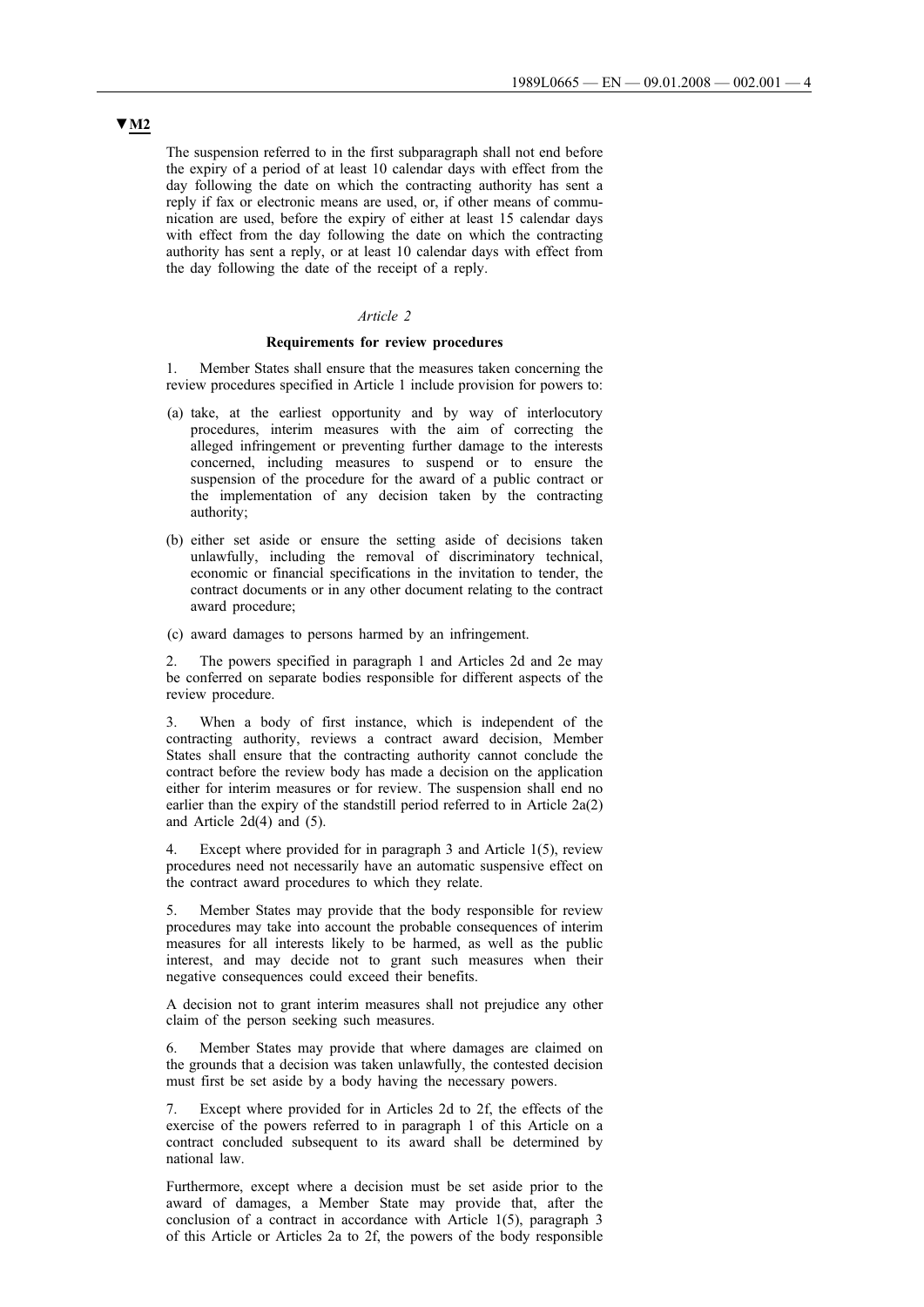▼M2

The suspension referred to in the first subparagraph shall not end before the expiry of a period of at least 10 calendar days with effect from the day following the date on which the contracting authority has sent a reply if fax or electronic means are used, or, if other means of communication are used, before the expiry of either at least 15 calendar days with effect from the day following the date on which the contracting authority has sent a reply, or at least 10 calendar days with effect from the day following the date of the receipt of a reply.

*Article 2*

**Requirements for review procedures**

1. Member States shall ensure that the measures taken concerning the review procedures specified in Article 1 include provision for powers to:

(a) take, at the earliest opportunity and by way of interlocutory procedures, interim measures with the aim of correcting the alleged infringement or preventing further damage to the interests concerned, including measures to suspend or to ensure the suspension of the procedure for the award of a public contract or the implementation of any decision taken by the contracting authority;

(b) either set aside or ensure the setting aside of decisions taken unlawfully, including the removal of discriminatory technical, economic or financial specifications in the invitation to tender, the contract documents or in any other document relating to the contract award procedure;

(c) award damages to persons harmed by an infringement.

2. The powers specified in paragraph 1 and Articles 2d and 2e may be conferred on separate bodies responsible for different aspects of the review procedure.

3. When a body of first instance, which is independent of the contracting authority, reviews a contract award decision, Member States shall ensure that the contracting authority cannot conclude the contract before the review body has made a decision on the application either for interim measures or for review. The suspension shall end no earlier than the expiry of the standstill period referred to in Article 2a(2) and Article 2d(4) and (5).

4. Except where provided for in paragraph 3 and Article 1(5), review procedures need not necessarily have an automatic suspensive effect on the contract award procedures to which they relate.

5. Member States may provide that the body responsible for review procedures may take into account the probable consequences of interim measures for all interests likely to be harmed, as well as the public interest, and may decide not to grant such measures when their negative consequences could exceed their benefits.

A decision not to grant interim measures shall not prejudice any other claim of the person seeking such measures.

6. Member States may provide that where damages are claimed on the grounds that a decision was taken unlawfully, the contested decision must first be set aside by a body having the necessary powers.

7. Except where provided for in Articles 2d to 2f, the effects of the exercise of the powers referred to in paragraph 1 of this Article on a contract concluded subsequent to its award shall be determined by national law.

Furthermore, except where a decision must be set aside prior to the award of damages, a Member State may provide that, after the conclusion of a contract in accordance with Article 1(5), paragraph 3 of this Article or Articles 2a to 2f, the powers of the body responsible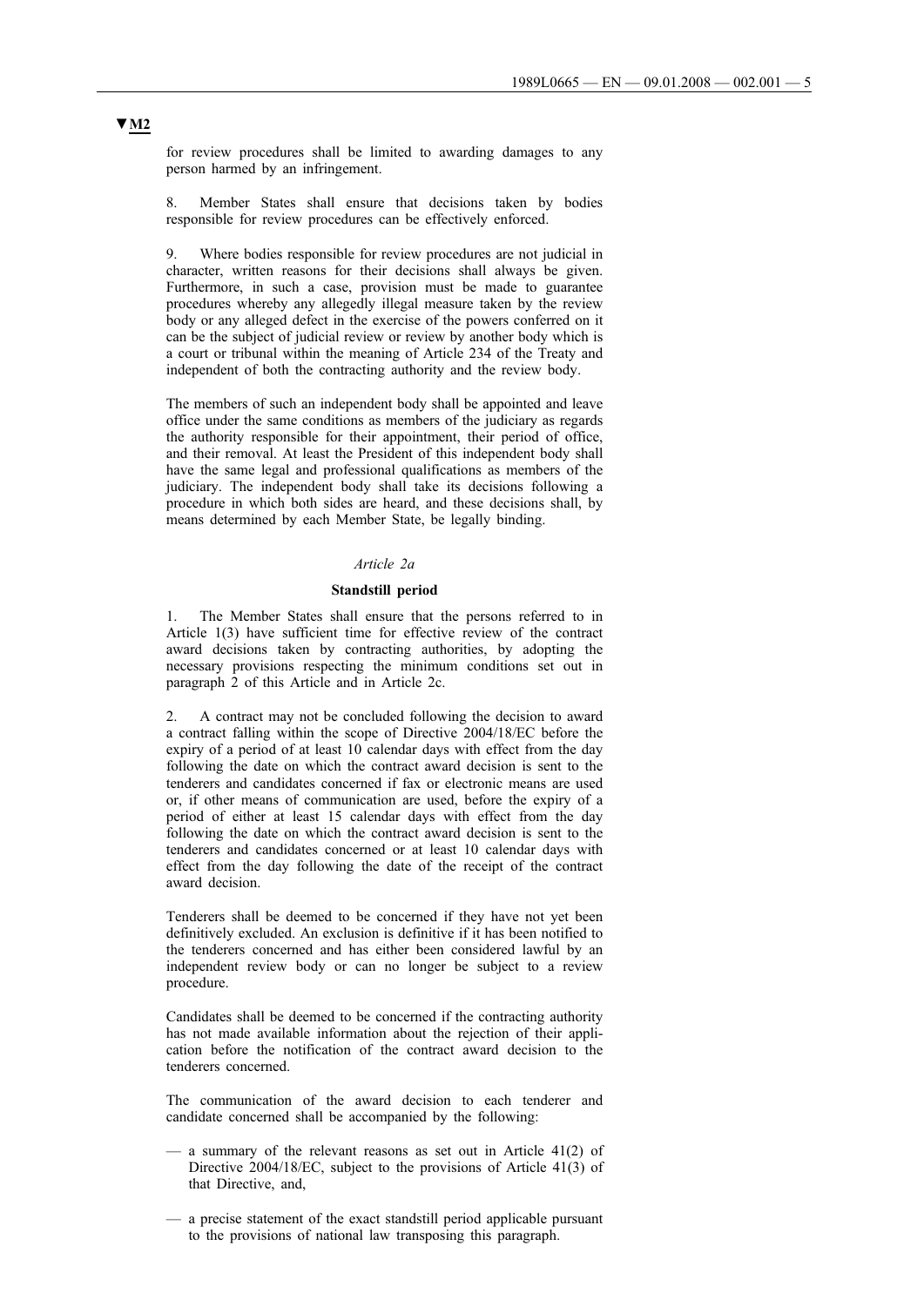**▼M2**

for review procedures shall be limited to awarding damages to any person harmed by an infringement.

8. Member States shall ensure that decisions taken by bodies responsible for review procedures can be effectively enforced.

9. Where bodies responsible for review procedures are not judicial in character, written reasons for their decisions shall always be given. Furthermore, in such a case, provision must be made to guarantee procedures whereby any allegedly illegal measure taken by the review body or any alleged defect in the exercise of the powers conferred on it can be the subject of judicial review or review by another body which is a court or tribunal within the meaning of Article 234 of the Treaty and independent of both the contracting authority and the review body.

The members of such an independent body shall be appointed and leave office under the same conditions as members of the judiciary as regards the authority responsible for their appointment, their period of office, and their removal. At least the President of this independent body shall have the same legal and professional qualifications as members of the judiciary. The independent body shall take its decisions following a procedure in which both sides are heard, and these decisions shall, by means determined by each Member State, be legally binding.

*Article 2a*

**Standstill period**

1. The Member States shall ensure that the persons referred to in Article 1(3) have sufficient time for effective review of the contract award decisions taken by contracting authorities, by adopting the necessary provisions respecting the minimum conditions set out in paragraph 2 of this Article and in Article 2c.

2. A contract may not be concluded following the decision to award a contract falling within the scope of Directive 2004/18/EC before the expiry of a period of at least 10 calendar days with effect from the day following the date on which the contract award decision is sent to the tenderers and candidates concerned if fax or electronic means are used or, if other means of communication are used, before the expiry of a period of either at least 15 calendar days with effect from the day following the date on which the contract award decision is sent to the tenderers and candidates concerned or at least 10 calendar days with effect from the day following the date of the receipt of the contract award decision.

Tenderers shall be deemed to be concerned if they have not yet been definitively excluded. An exclusion is definitive if it has been notified to the tenderers concerned and has either been considered lawful by an independent review body or can no longer be subject to a review procedure.

Candidates shall be deemed to be concerned if the contracting authority has not made available information about the rejection of their application before the notification of the contract award decision to the tenderers concerned.

The communication of the award decision to each tenderer and candidate concerned shall be accompanied by the following:

— a summary of the relevant reasons as set out in Article 41(2) of Directive 2004/18/EC, subject to the provisions of Article 41(3) of that Directive, and,

— a precise statement of the exact standstill period applicable pursuant to the provisions of national law transposing this paragraph.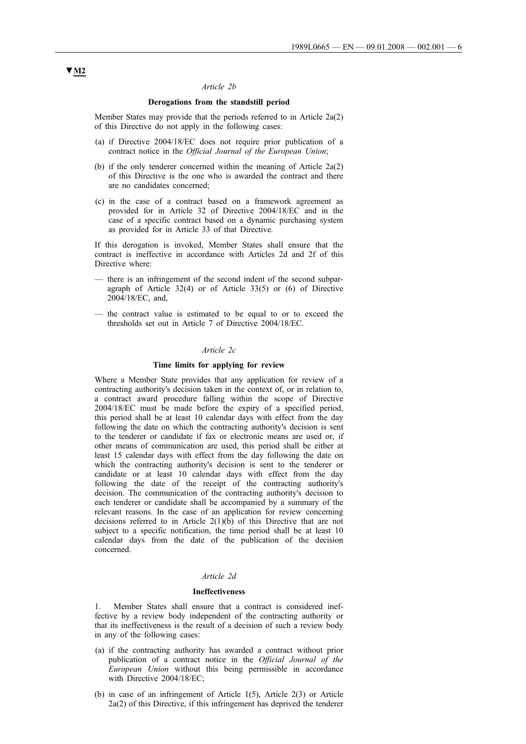▼M2

*Article 2b*

**Derogations from the standstill period**

Member States may provide that the periods referred to in Article 2a(2) of this Directive do not apply in the following cases:

(a) if Directive 2004/18/EC does not require prior publication of a contract notice in the *Official Journal of the European Union*;

(b) if the only tenderer concerned within the meaning of Article 2a(2) of this Directive is the one who is awarded the contract and there are no candidates concerned;

(c) in the case of a contract based on a framework agreement as provided for in Article 32 of Directive 2004/18/EC and in the case of a specific contract based on a dynamic purchasing system as provided for in Article 33 of that Directive.

If this derogation is invoked, Member States shall ensure that the contract is ineffective in accordance with Articles 2d and 2f of this Directive where:

— there is an infringement of the second indent of the second subparagraph of Article 32(4) or of Article 33(5) or (6) of Directive 2004/18/EC, and,

— the contract value is estimated to be equal to or to exceed the thresholds set out in Article 7 of Directive 2004/18/EC.

*Article 2c*

**Time limits for applying for review**

Where a Member State provides that any application for review of a contracting authority's decision taken in the context of, or in relation to, a contract award procedure falling within the scope of Directive 2004/18/EC must be made before the expiry of a specified period, this period shall be at least 10 calendar days with effect from the day following the date on which the contracting authority's decision is sent to the tenderer or candidate if fax or electronic means are used or, if other means of communication are used, this period shall be either at least 15 calendar days with effect from the day following the date on which the contracting authority's decision is sent to the tenderer or candidate or at least 10 calendar days with effect from the day following the date of the receipt of the contracting authority's decision. The communication of the contracting authority's decision to each tenderer or candidate shall be accompanied by a summary of the relevant reasons. In the case of an application for review concerning decisions referred to in Article 2(1)(b) of this Directive that are not subject to a specific notification, the time period shall be at least 10 calendar days from the date of the publication of the decision concerned.

*Article 2d*

**Ineffectiveness**

1. Member States shall ensure that a contract is considered ineffective by a review body independent of the contracting authority or that its ineffectiveness is the result of a decision of such a review body in any of the following cases:

(a) if the contracting authority has awarded a contract without prior publication of a contract notice in the *Official Journal of the European Union* without this being permissible in accordance with Directive 2004/18/EC;

(b) in case of an infringement of Article 1(5), Article 2(3) or Article 2a(2) of this Directive, if this infringement has deprived the tenderer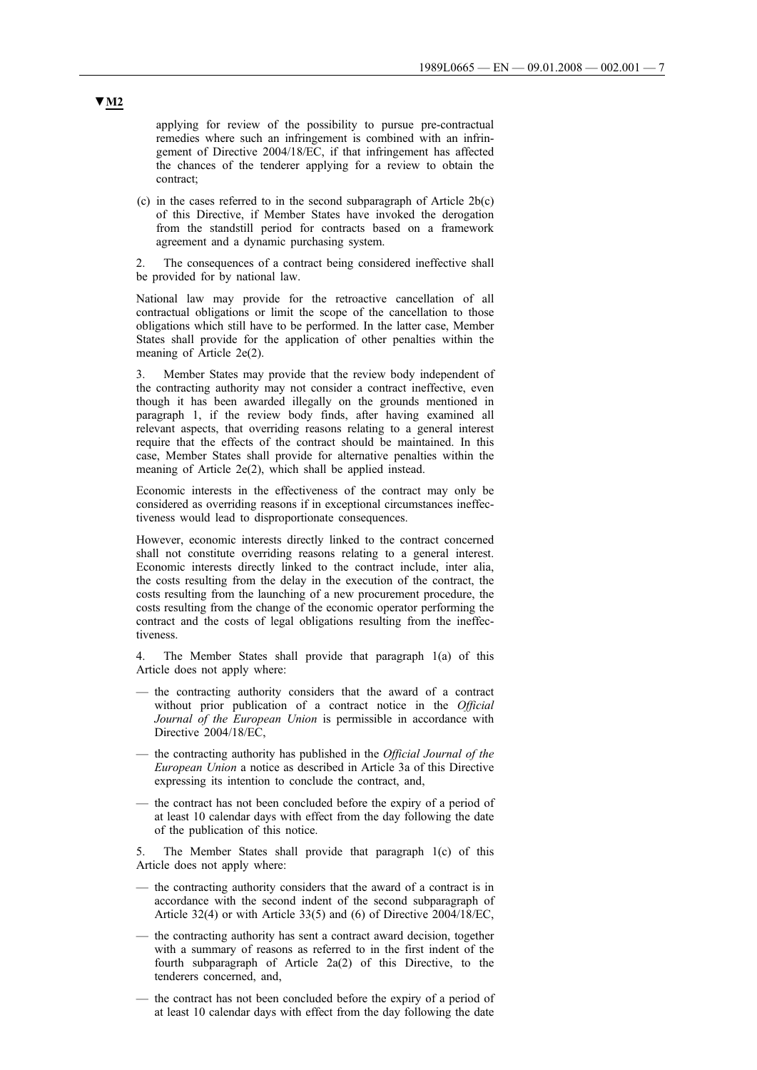▼M2

applying for review of the possibility to pursue pre-contractual remedies where such an infringement is combined with an infringement of Directive 2004/18/EC, if that infringement has affected the chances of the tenderer applying for a review to obtain the contract;

(c) in the cases referred to in the second subparagraph of Article 2b(c) of this Directive, if Member States have invoked the derogation from the standstill period for contracts based on a framework agreement and a dynamic purchasing system.

2. The consequences of a contract being considered ineffective shall be provided for by national law.

National law may provide for the retroactive cancellation of all contractual obligations or limit the scope of the cancellation to those obligations which still have to be performed. In the latter case, Member States shall provide for the application of other penalties within the meaning of Article 2e(2).

3. Member States may provide that the review body independent of the contracting authority may not consider a contract ineffective, even though it has been awarded illegally on the grounds mentioned in paragraph 1, if the review body finds, after having examined all relevant aspects, that overriding reasons relating to a general interest require that the effects of the contract should be maintained. In this case, Member States shall provide for alternative penalties within the meaning of Article 2e(2), which shall be applied instead.

Economic interests in the effectiveness of the contract may only be considered as overriding reasons if in exceptional circumstances ineffectiveness would lead to disproportionate consequences.

However, economic interests directly linked to the contract concerned shall not constitute overriding reasons relating to a general interest. Economic interests directly linked to the contract include, inter alia, the costs resulting from the delay in the execution of the contract, the costs resulting from the launching of a new procurement procedure, the costs resulting from the change of the economic operator performing the contract and the costs of legal obligations resulting from the ineffectiveness.

4. The Member States shall provide that paragraph 1(a) of this Article does not apply where:

— the contracting authority considers that the award of a contract without prior publication of a contract notice in the *Official Journal of the European Union* is permissible in accordance with Directive 2004/18/EC,

— the contracting authority has published in the *Official Journal of the European Union* a notice as described in Article 3a of this Directive expressing its intention to conclude the contract, and,

— the contract has not been concluded before the expiry of a period of at least 10 calendar days with effect from the day following the date of the publication of this notice.

5. The Member States shall provide that paragraph 1(c) of this Article does not apply where:

— the contracting authority considers that the award of a contract is in accordance with the second indent of the second subparagraph of Article 32(4) or with Article 33(5) and (6) of Directive 2004/18/EC,

— the contracting authority has sent a contract award decision, together with a summary of reasons as referred to in the first indent of the fourth subparagraph of Article 2a(2) of this Directive, to the tenderers concerned, and,

— the contract has not been concluded before the expiry of a period of at least 10 calendar days with effect from the day following the date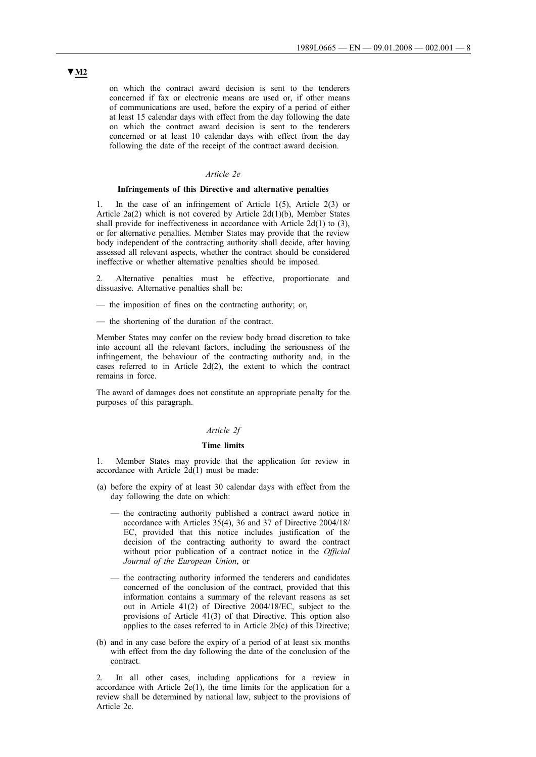▼M2

on which the contract award decision is sent to the tenderers concerned if fax or electronic means are used or, if other means of communications are used, before the expiry of a period of either at least 15 calendar days with effect from the day following the date on which the contract award decision is sent to the tenderers concerned or at least 10 calendar days with effect from the day following the date of the receipt of the contract award decision.

*Article 2e*

**Infringements of this Directive and alternative penalties**

1. In the case of an infringement of Article 1(5), Article 2(3) or Article 2a(2) which is not covered by Article 2d(1)(b), Member States shall provide for ineffectiveness in accordance with Article 2d(1) to (3), or for alternative penalties. Member States may provide that the review body independent of the contracting authority shall decide, after having assessed all relevant aspects, whether the contract should be considered ineffective or whether alternative penalties should be imposed.

2. Alternative penalties must be effective, proportionate and dissuasive. Alternative penalties shall be:

— the imposition of fines on the contracting authority; or,

— the shortening of the duration of the contract.

Member States may confer on the review body broad discretion to take into account all the relevant factors, including the seriousness of the infringement, the behaviour of the contracting authority and, in the cases referred to in Article 2d(2), the extent to which the contract remains in force.

The award of damages does not constitute an appropriate penalty for the purposes of this paragraph.

*Article 2f*

**Time limits**

1. Member States may provide that the application for review in accordance with Article 2d(1) must be made:

(a) before the expiry of at least 30 calendar days with effect from the day following the date on which:

 — the contracting authority published a contract award notice in accordance with Articles 35(4), 36 and 37 of Directive 2004/18/EC, provided that this notice includes justification of the decision of the contracting authority to award the contract without prior publication of a contract notice in the *Official Journal of the European Union*, or

 — the contracting authority informed the tenderers and candidates concerned of the conclusion of the contract, provided that this information contains a summary of the relevant reasons as set out in Article 41(2) of Directive 2004/18/EC, subject to the provisions of Article 41(3) of that Directive. This option also applies to the cases referred to in Article 2b(c) of this Directive;

(b) and in any case before the expiry of a period of at least six months with effect from the day following the date of the conclusion of the contract.

2. In all other cases, including applications for a review in accordance with Article 2e(1), the time limits for the application for a review shall be determined by national law, subject to the provisions of Article 2c.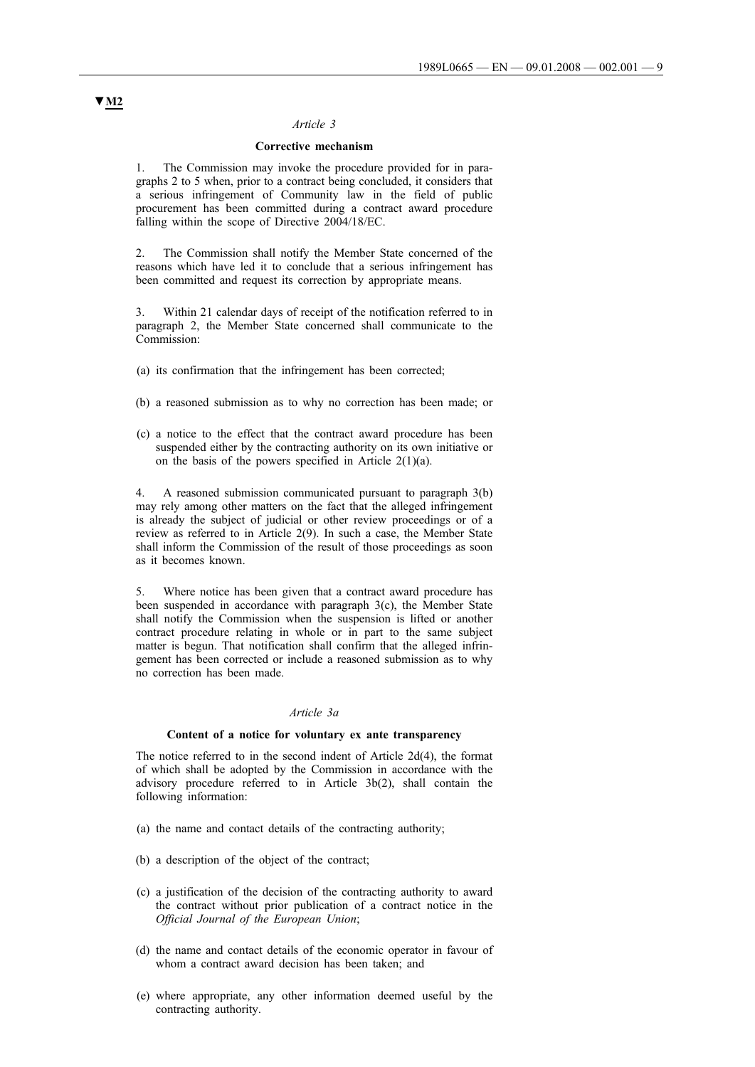▼M2

*Article 3*

**Corrective mechanism**

1. The Commission may invoke the procedure provided for in paragraphs 2 to 5 when, prior to a contract being concluded, it considers that a serious infringement of Community law in the field of public procurement has been committed during a contract award procedure falling within the scope of Directive 2004/18/EC.

2. The Commission shall notify the Member State concerned of the reasons which have led it to conclude that a serious infringement has been committed and request its correction by appropriate means.

3. Within 21 calendar days of receipt of the notification referred to in paragraph 2, the Member State concerned shall communicate to the Commission:

(a) its confirmation that the infringement has been corrected;

(b) a reasoned submission as to why no correction has been made; or

(c) a notice to the effect that the contract award procedure has been suspended either by the contracting authority on its own initiative or on the basis of the powers specified in Article 2(1)(a).

4. A reasoned submission communicated pursuant to paragraph 3(b) may rely among other matters on the fact that the alleged infringement is already the subject of judicial or other review proceedings or of a review as referred to in Article 2(9). In such a case, the Member State shall inform the Commission of the result of those proceedings as soon as it becomes known.

5. Where notice has been given that a contract award procedure has been suspended in accordance with paragraph 3(c), the Member State shall notify the Commission when the suspension is lifted or another contract procedure relating in whole or in part to the same subject matter is begun. That notification shall confirm that the alleged infringement has been corrected or include a reasoned submission as to why no correction has been made.

*Article 3a*

**Content of a notice for voluntary ex ante transparency**

The notice referred to in the second indent of Article 2d(4), the format of which shall be adopted by the Commission in accordance with the advisory procedure referred to in Article 3b(2), shall contain the following information:

(a) the name and contact details of the contracting authority;

(b) a description of the object of the contract;

(c) a justification of the decision of the contracting authority to award the contract without prior publication of a contract notice in the *Official Journal of the European Union*;

(d) the name and contact details of the economic operator in favour of whom a contract award decision has been taken; and

(e) where appropriate, any other information deemed useful by the contracting authority.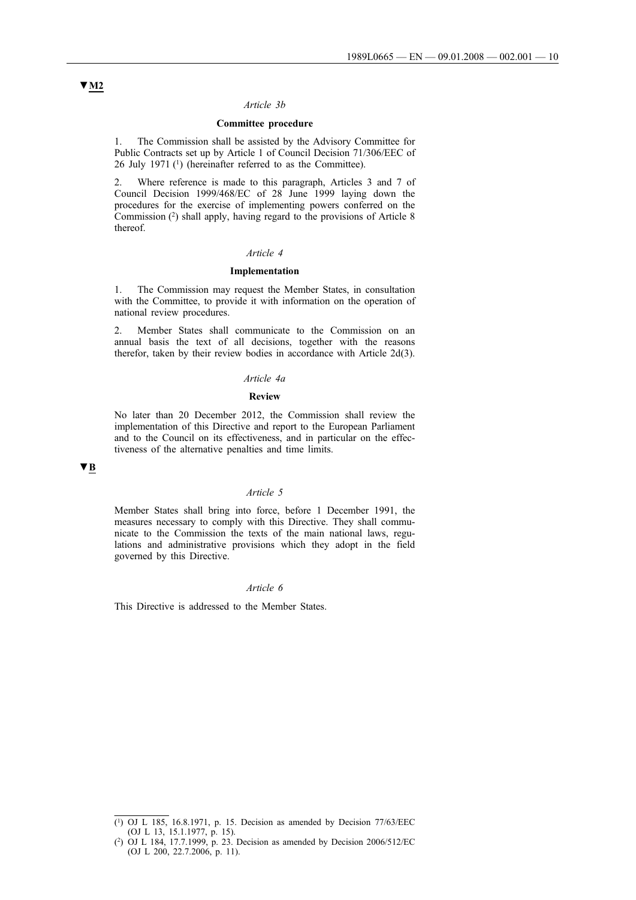▼M2

*Article 3b*

**Committee procedure**

1. The Commission shall be assisted by the Advisory Committee for Public Contracts set up by Article 1 of Council Decision 71/306/EEC of 26 July 1971 [1] (hereinafter referred to as the Committee).

2. Where reference is made to this paragraph, Articles 3 and 7 of Council Decision 1999/468/EC of 28 June 1999 laying down the procedures for the exercise of implementing powers conferred on the Commission [2] shall apply, having regard to the provisions of Article 8 thereof.

*Article 4*

**Implementation**

1. The Commission may request the Member States, in consultation with the Committee, to provide it with information on the operation of national review procedures.

2. Member States shall communicate to the Commission on an annual basis the text of all decisions, together with the reasons therefor, taken by their review bodies in accordance with Article 2d(3).

*Article 4a*

**Review**

No later than 20 December 2012, the Commission shall review the implementation of this Directive and report to the European Parliament and to the Council on its effectiveness, and in particular on the effectiveness of the alternative penalties and time limits.

▼B

*Article 5*

Member States shall bring into force, before 1 December 1991, the measures necessary to comply with this Directive. They shall communicate to the Commission the texts of the main national laws, regulations and administrative provisions which they adopt in the field governed by this Directive.

*Article 6*

This Directive is addressed to the Member States.

---

(1) OJ L 185, 16.8.1971, p. 15. Decision as amended by Decision 77/63/EEC (OJ L 13, 15.1.1977, p. 15).

(2) OJ L 184, 17.7.1999, p. 23. Decision as amended by Decision 2006/512/EC (OJ L 200, 22.7.2006, p. 11).